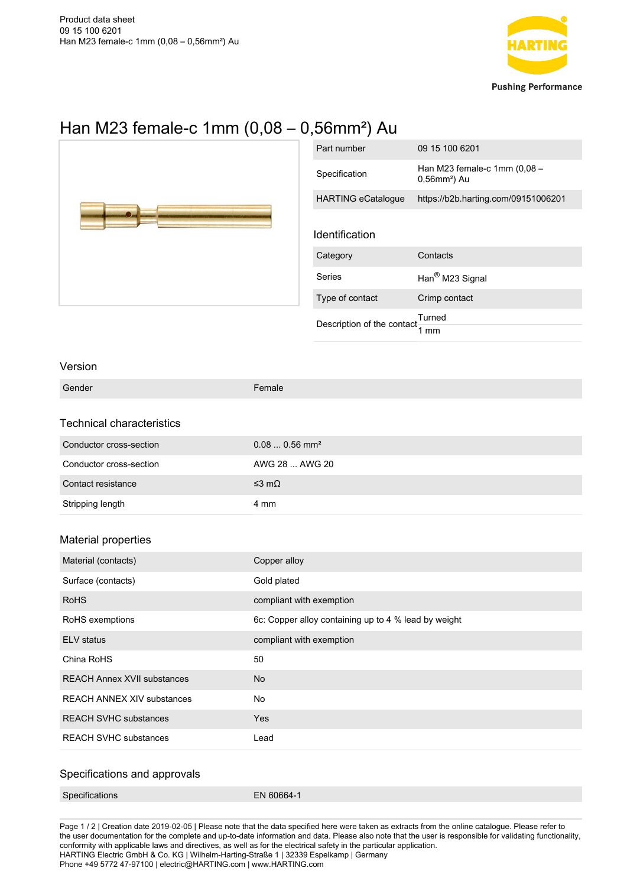Product data sheet
09 15 100 6201
Han M23 female-c 1mm (0,08 – 0,56mm²) Au

# Han M23 female-c 1mm (0,08 – 0,56mm²) Au

| | |
|---|---|
| Part number | 09 15 100 6201 |
| Specification | Han M23 female-c 1mm (0,08 – 0,56mm²) Au |
| HARTING eCatalogue | https://b2b.harting.com/09151006201 |

## Identification

| | |
|---|---|
| Category | Contacts |
| Series | Han® M23 Signal |
| Type of contact | Crimp contact |
| Description of the contact | Turned<br>1 mm |

## Version

| | |
|---|---|
| Gender | Female |

## Technical characteristics

| | |
|---|---|
| Conductor cross-section | 0.08 ... 0.56 mm² |
| Conductor cross-section | AWG 28 ... AWG 20 |
| Contact resistance | ≤3 mΩ |
| Stripping length | 4 mm |

## Material properties

| | |
|---|---|
| Material (contacts) | Copper alloy |
| Surface (contacts) | Gold plated |
| RoHS | compliant with exemption |
| RoHS exemptions | 6c: Copper alloy containing up to 4 % lead by weight |
| ELV status | compliant with exemption |
| China RoHS | 50 |
| REACH Annex XVII substances | No |
| REACH ANNEX XIV substances | No |
| REACH SVHC substances | Yes |
| REACH SVHC substances | Lead |

## Specifications and approvals

| | |
|---|---|
| Specifications | EN 60664-1 |

Page 1 / 2 | Creation date 2019-02-05 | Please note that the data specified here were taken as extracts from the online catalogue. Please refer to the user documentation for the complete and up-to-date information and data. Please also note that the user is responsible for validating functionality, conformity with applicable laws and directives, as well as for the electrical safety in the particular application.
HARTING Electric GmbH & Co. KG | Wilhelm-Harting-Straße 1 | 32339 Espelkamp | Germany
Phone +49 5772 47-97100 | electric@HARTING.com | www.HARTING.com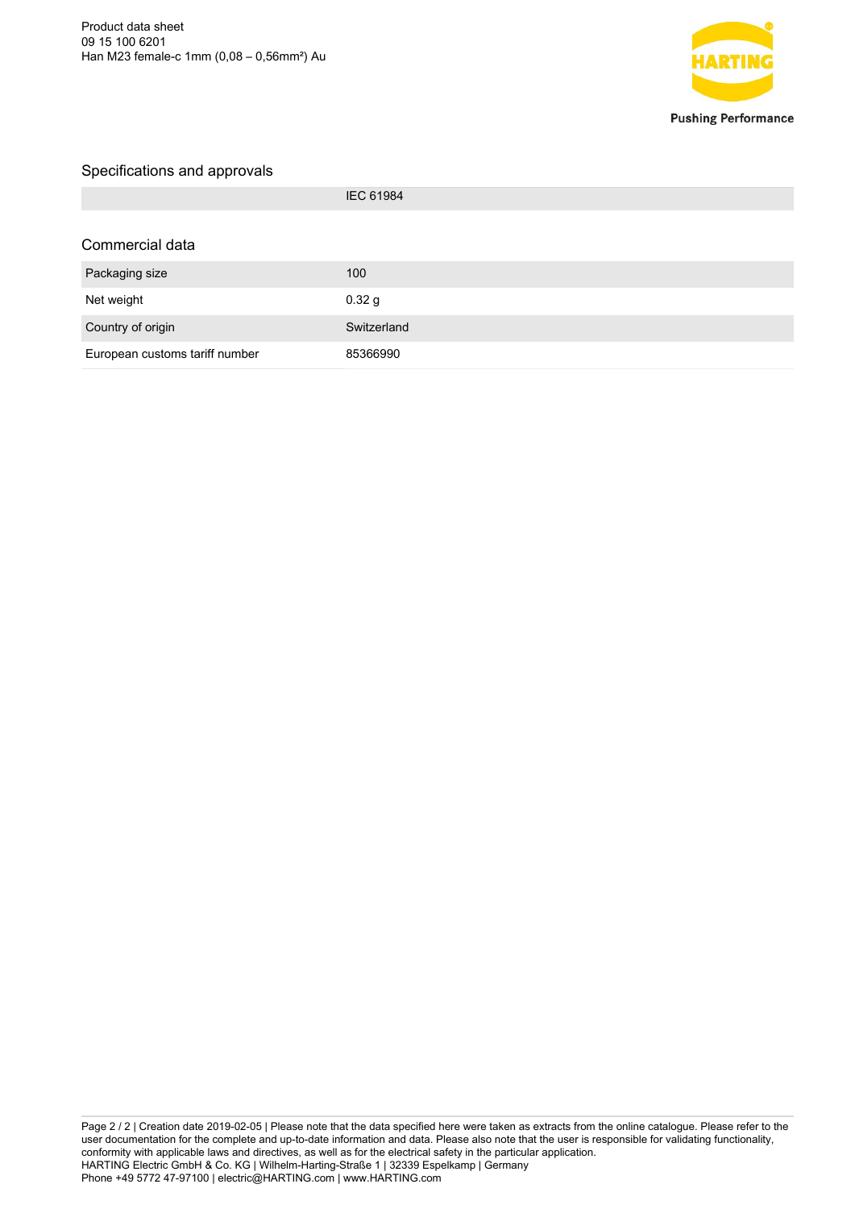## Specifications and approvals

| | |
|---|---|
| | IEC 61984 |

## Commercial data

| | |
|---|---|
| Packaging size | 100 |
| Net weight | 0.32 g |
| Country of origin | Switzerland |
| European customs tariff number | 85366990 |